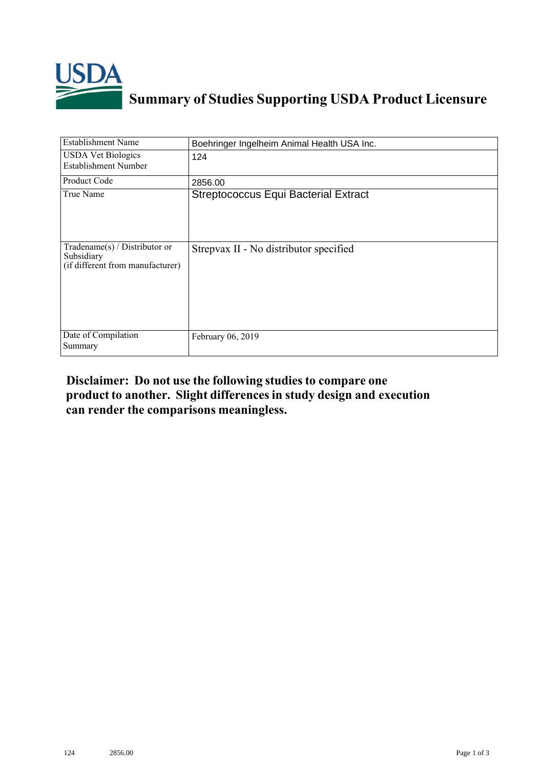# Summary of Studies Supporting USDA Product Licensure

| Establishment Name | Boehringer Ingelheim Animal Health USA Inc. |
|---|---|
| USDA Vet Biologics Establishment Number | 124 |
| Product Code | 2856.00 |
| True Name | Streptococcus Equi Bacterial Extract |
| Tradename(s) / Distributor or Subsidiary (if different from manufacturer) | Strepvax II - No distributor specified |
| Date of Compilation Summary | February 06, 2019 |

**Disclaimer: Do not use the following studies to compare one product to another. Slight differences in study design and execution can render the comparisons meaningless.**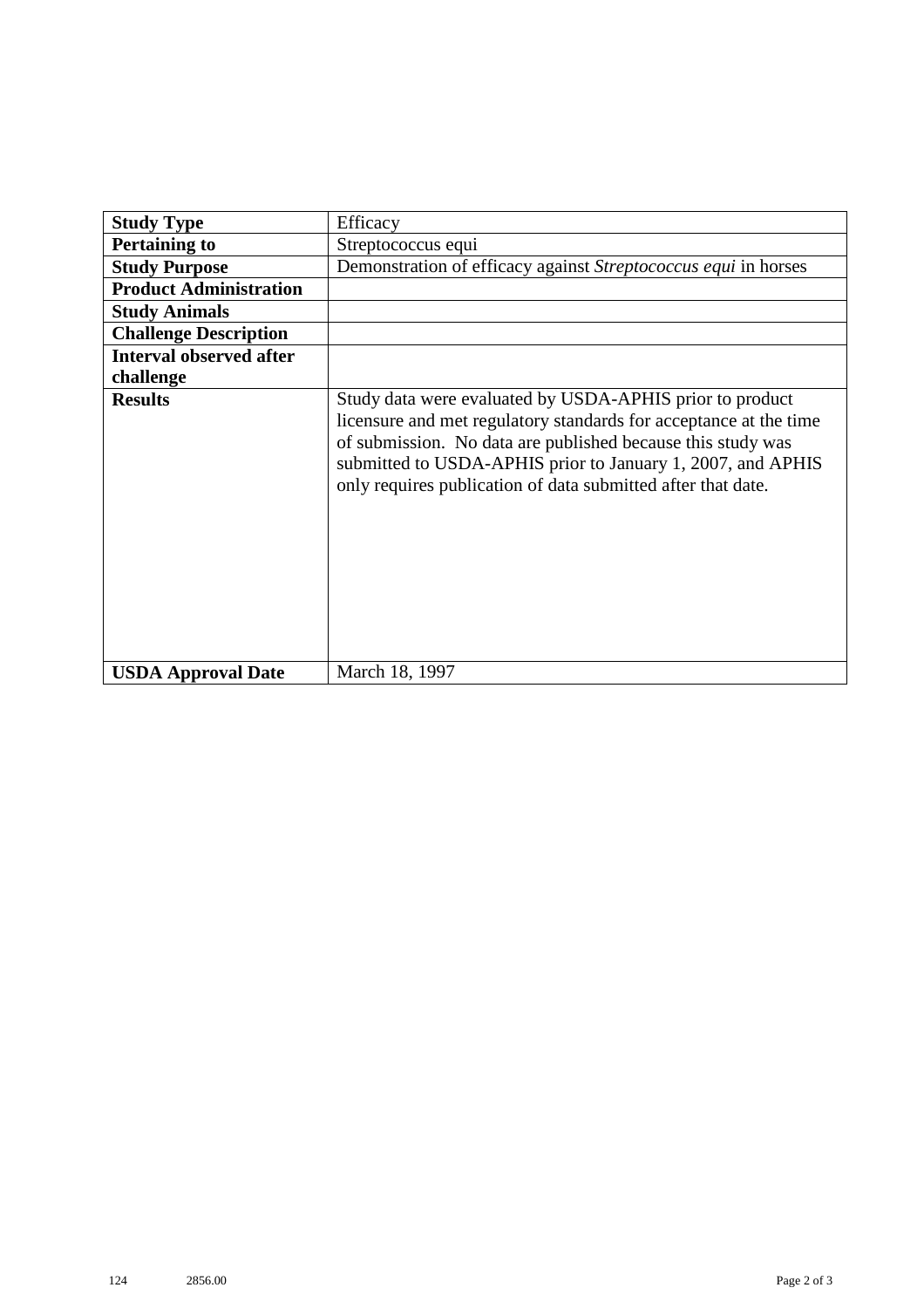| Study Type | Efficacy |
|---|---|
| **Pertaining to** | Streptococcus equi |
| **Study Purpose** | Demonstration of efficacy against *Streptococcus equi* in horses |
| **Product Administration** | |
| **Study Animals** | |
| **Challenge Description** | |
| **Interval observed after challenge** | |
| **Results** | Study data were evaluated by USDA-APHIS prior to product licensure and met regulatory standards for acceptance at the time of submission. No data are published because this study was submitted to USDA-APHIS prior to January 1, 2007, and APHIS only requires publication of data submitted after that date. |
| **USDA Approval Date** | March 18, 1997 |

124 2856.00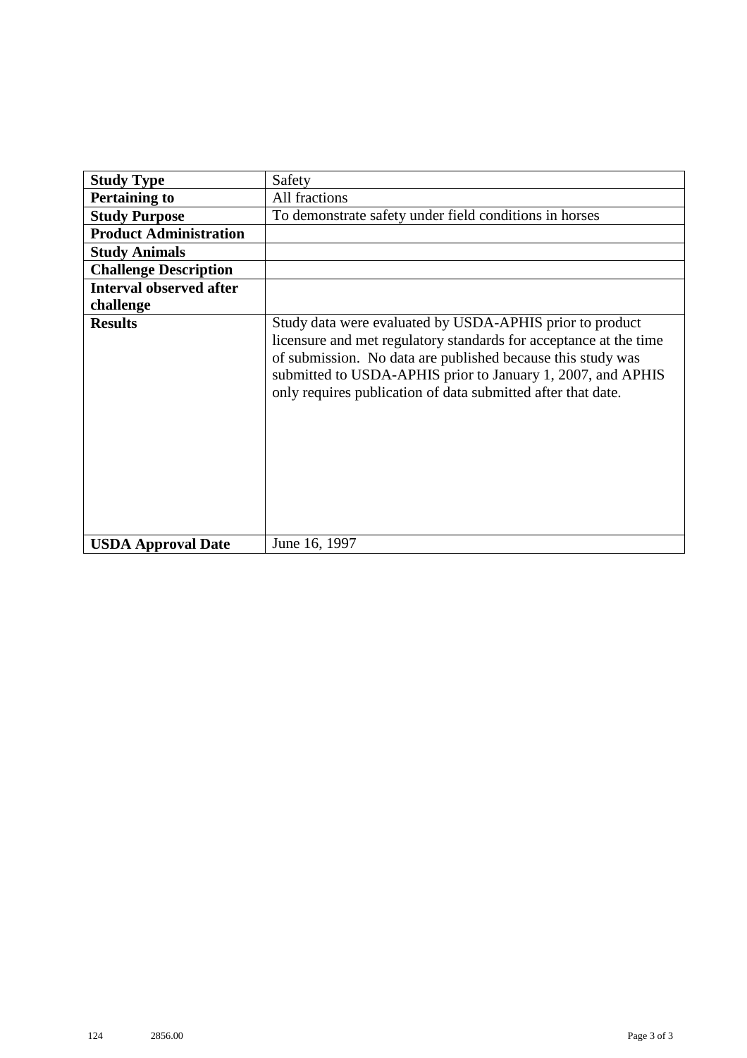| | |
|---|---|
| **Study Type** | Safety |
| **Pertaining to** | All fractions |
| **Study Purpose** | To demonstrate safety under field conditions in horses |
| **Product Administration** | |
| **Study Animals** | |
| **Challenge Description** | |
| **Interval observed after challenge** | |
| **Results** | Study data were evaluated by USDA-APHIS prior to product licensure and met regulatory standards for acceptance at the time of submission. No data are published because this study was submitted to USDA-APHIS prior to January 1, 2007, and APHIS only requires publication of data submitted after that date. |
| **USDA Approval Date** | June 16, 1997 |

124 2856.00